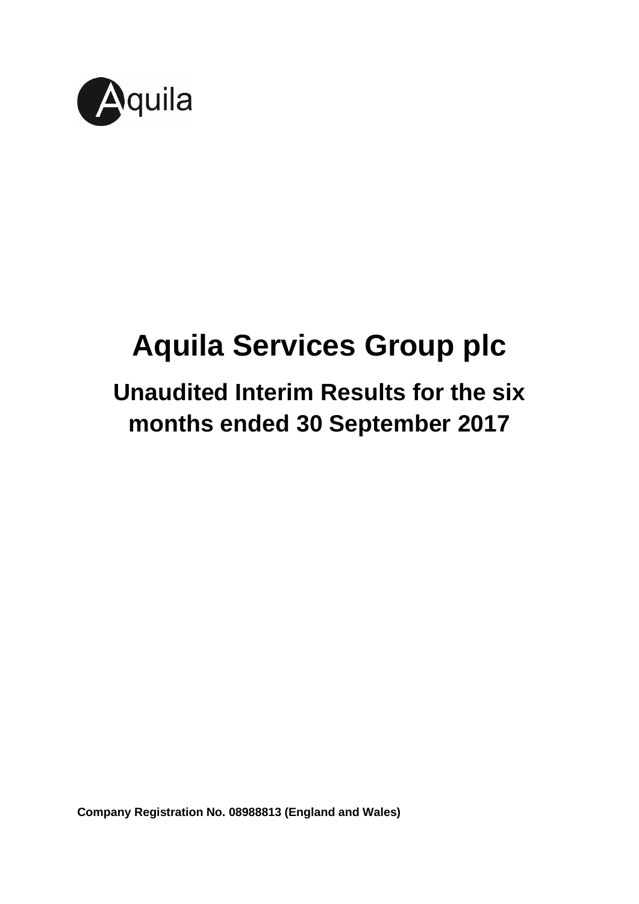Aquila

# Aquila Services Group plc

## Unaudited Interim Results for the six months ended 30 September 2017

**Company Registration No. 08988813 (England and Wales)**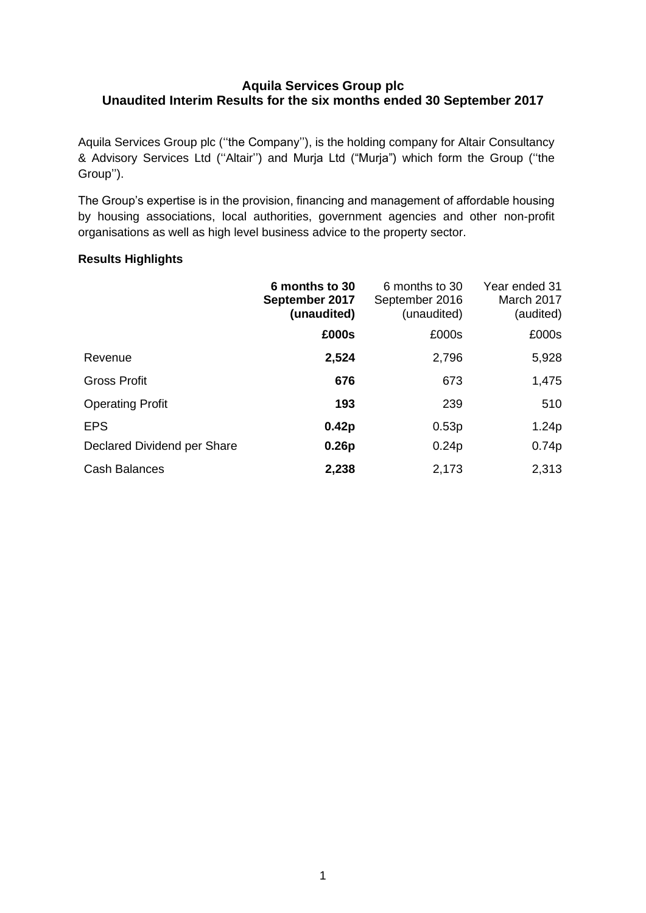# Aquila Services Group plc
## Unaudited Interim Results for the six months ended 30 September 2017

Aquila Services Group plc (''the Company''), is the holding company for Altair Consultancy & Advisory Services Ltd (''Altair'') and Murja Ltd ("Murja") which form the Group (''the Group'').

The Group's expertise is in the provision, financing and management of affordable housing by housing associations, local authorities, government agencies and other non-profit organisations as well as high level business advice to the property sector.

**Results Highlights**

| | **6 months to 30 September 2017 (unaudited)** | 6 months to 30 September 2016 (unaudited) | Year ended 31 March 2017 (audited) |
|---|---|---|---|
| | **£000s** | £000s | £000s |
| Revenue | **2,524** | 2,796 | 5,928 |
| Gross Profit | **676** | 673 | 1,475 |
| Operating Profit | **193** | 239 | 510 |
| EPS | **0.42p** | 0.53p | 1.24p |
| Declared Dividend per Share | **0.26p** | 0.24p | 0.74p |
| Cash Balances | **2,238** | 2,173 | 2,313 |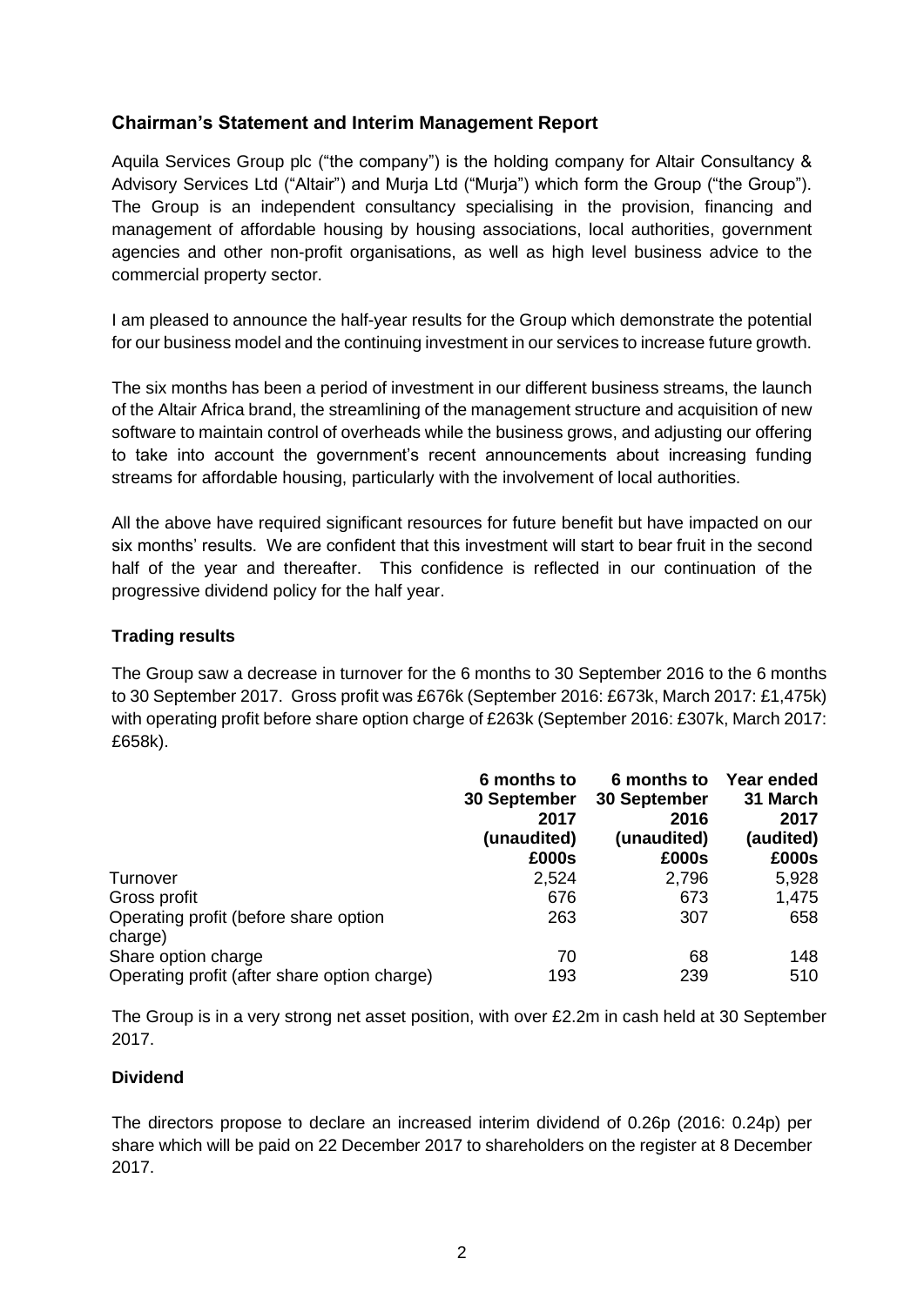## Chairman's Statement and Interim Management Report

Aquila Services Group plc ("the company") is the holding company for Altair Consultancy & Advisory Services Ltd ("Altair") and Murja Ltd ("Murja") which form the Group ("the Group"). The Group is an independent consultancy specialising in the provision, financing and management of affordable housing by housing associations, local authorities, government agencies and other non-profit organisations, as well as high level business advice to the commercial property sector.

I am pleased to announce the half-year results for the Group which demonstrate the potential for our business model and the continuing investment in our services to increase future growth.

The six months has been a period of investment in our different business streams, the launch of the Altair Africa brand, the streamlining of the management structure and acquisition of new software to maintain control of overheads while the business grows, and adjusting our offering to take into account the government's recent announcements about increasing funding streams for affordable housing, particularly with the involvement of local authorities.

All the above have required significant resources for future benefit but have impacted on our six months' results. We are confident that this investment will start to bear fruit in the second half of the year and thereafter. This confidence is reflected in our continuation of the progressive dividend policy for the half year.

### Trading results

The Group saw a decrease in turnover for the 6 months to 30 September 2016 to the 6 months to 30 September 2017. Gross profit was £676k (September 2016: £673k, March 2017: £1,475k) with operating profit before share option charge of £263k (September 2016: £307k, March 2017: £658k).

| | 6 months to 30 September 2017 (unaudited) £000s | 6 months to 30 September 2016 (unaudited) £000s | Year ended 31 March 2017 (audited) £000s |
|---|---|---|---|
| Turnover | 2,524 | 2,796 | 5,928 |
| Gross profit | 676 | 673 | 1,475 |
| Operating profit (before share option charge) | 263 | 307 | 658 |
| Share option charge | 70 | 68 | 148 |
| Operating profit (after share option charge) | 193 | 239 | 510 |

The Group is in a very strong net asset position, with over £2.2m in cash held at 30 September 2017.

### Dividend

The directors propose to declare an increased interim dividend of 0.26p (2016: 0.24p) per share which will be paid on 22 December 2017 to shareholders on the register at 8 December 2017.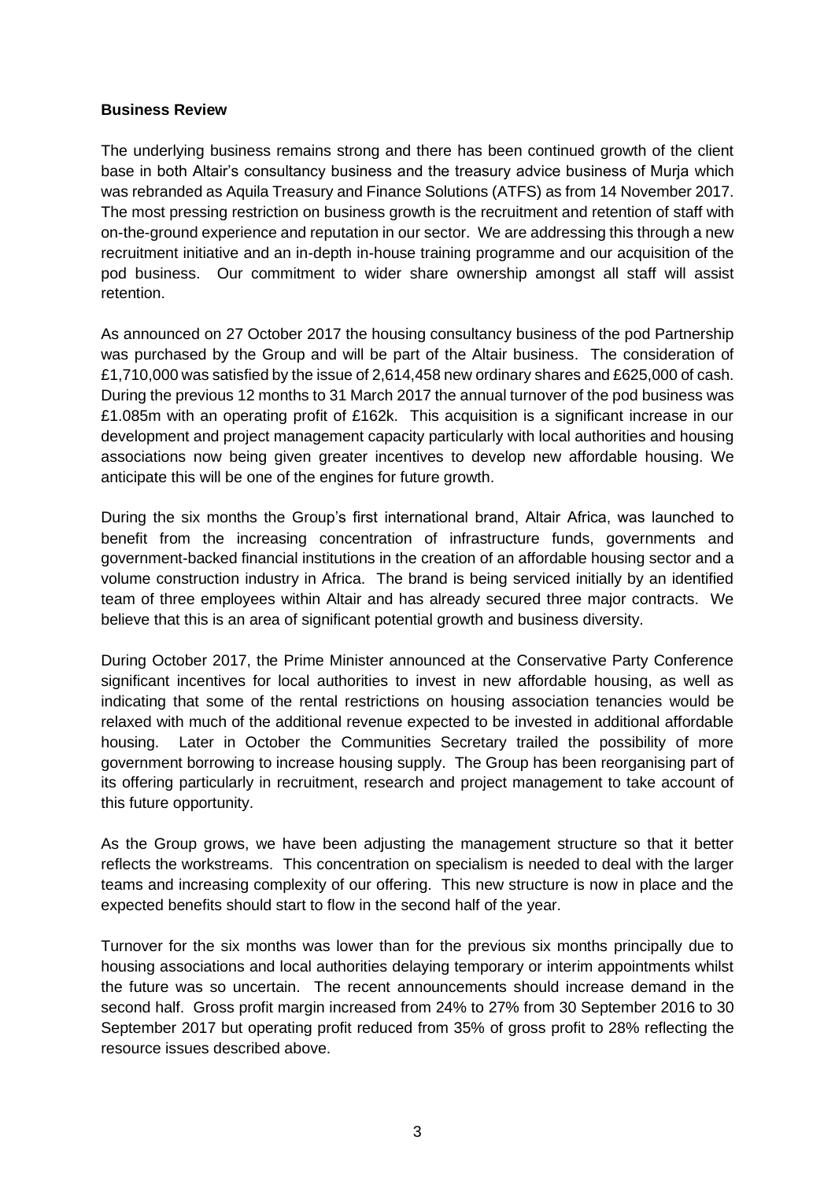**Business Review**

The underlying business remains strong and there has been continued growth of the client base in both Altair's consultancy business and the treasury advice business of Murja which was rebranded as Aquila Treasury and Finance Solutions (ATFS) as from 14 November 2017. The most pressing restriction on business growth is the recruitment and retention of staff with on-the-ground experience and reputation in our sector. We are addressing this through a new recruitment initiative and an in-depth in-house training programme and our acquisition of the pod business. Our commitment to wider share ownership amongst all staff will assist retention.

As announced on 27 October 2017 the housing consultancy business of the pod Partnership was purchased by the Group and will be part of the Altair business. The consideration of £1,710,000 was satisfied by the issue of 2,614,458 new ordinary shares and £625,000 of cash. During the previous 12 months to 31 March 2017 the annual turnover of the pod business was £1.085m with an operating profit of £162k. This acquisition is a significant increase in our development and project management capacity particularly with local authorities and housing associations now being given greater incentives to develop new affordable housing. We anticipate this will be one of the engines for future growth.

During the six months the Group's first international brand, Altair Africa, was launched to benefit from the increasing concentration of infrastructure funds, governments and government-backed financial institutions in the creation of an affordable housing sector and a volume construction industry in Africa. The brand is being serviced initially by an identified team of three employees within Altair and has already secured three major contracts. We believe that this is an area of significant potential growth and business diversity.

During October 2017, the Prime Minister announced at the Conservative Party Conference significant incentives for local authorities to invest in new affordable housing, as well as indicating that some of the rental restrictions on housing association tenancies would be relaxed with much of the additional revenue expected to be invested in additional affordable housing. Later in October the Communities Secretary trailed the possibility of more government borrowing to increase housing supply. The Group has been reorganising part of its offering particularly in recruitment, research and project management to take account of this future opportunity.

As the Group grows, we have been adjusting the management structure so that it better reflects the workstreams. This concentration on specialism is needed to deal with the larger teams and increasing complexity of our offering. This new structure is now in place and the expected benefits should start to flow in the second half of the year.

Turnover for the six months was lower than for the previous six months principally due to housing associations and local authorities delaying temporary or interim appointments whilst the future was so uncertain. The recent announcements should increase demand in the second half. Gross profit margin increased from 24% to 27% from 30 September 2016 to 30 September 2017 but operating profit reduced from 35% of gross profit to 28% reflecting the resource issues described above.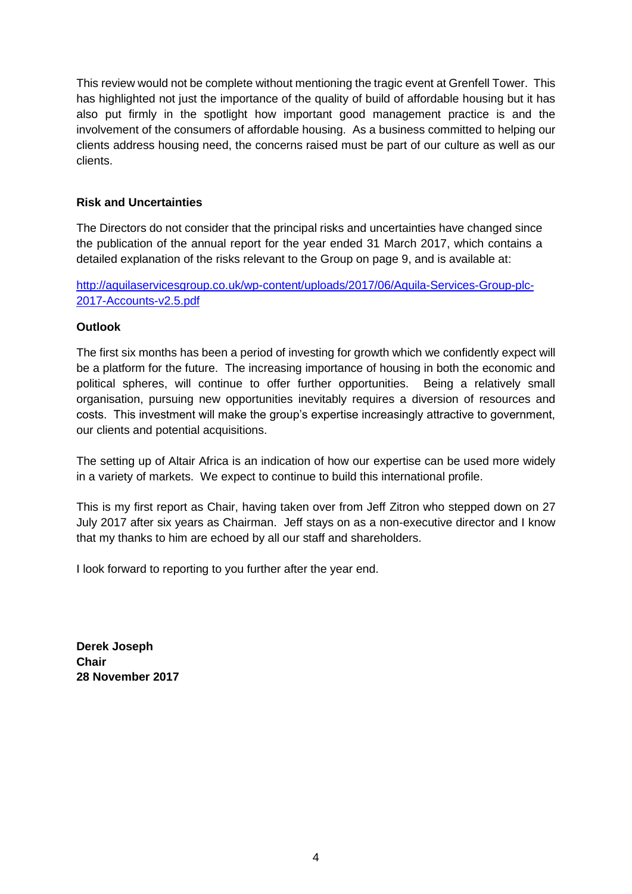This review would not be complete without mentioning the tragic event at Grenfell Tower. This has highlighted not just the importance of the quality of build of affordable housing but it has also put firmly in the spotlight how important good management practice is and the involvement of the consumers of affordable housing. As a business committed to helping our clients address housing need, the concerns raised must be part of our culture as well as our clients.

**Risk and Uncertainties**

The Directors do not consider that the principal risks and uncertainties have changed since the publication of the annual report for the year ended 31 March 2017, which contains a detailed explanation of the risks relevant to the Group on page 9, and is available at:

[http://aquilaservicesgroup.co.uk/wp-content/uploads/2017/06/Aquila-Services-Group-plc-2017-Accounts-v2.5.pdf](http://aquilaservicesgroup.co.uk/wp-content/uploads/2017/06/Aquila-Services-Group-plc-2017-Accounts-v2.5.pdf)

**Outlook**

The first six months has been a period of investing for growth which we confidently expect will be a platform for the future. The increasing importance of housing in both the economic and political spheres, will continue to offer further opportunities. Being a relatively small organisation, pursuing new opportunities inevitably requires a diversion of resources and costs. This investment will make the group's expertise increasingly attractive to government, our clients and potential acquisitions.

The setting up of Altair Africa is an indication of how our expertise can be used more widely in a variety of markets. We expect to continue to build this international profile.

This is my first report as Chair, having taken over from Jeff Zitron who stepped down on 27 July 2017 after six years as Chairman. Jeff stays on as a non-executive director and I know that my thanks to him are echoed by all our staff and shareholders.

I look forward to reporting to you further after the year end.

**Derek Joseph**
**Chair**
**28 November 2017**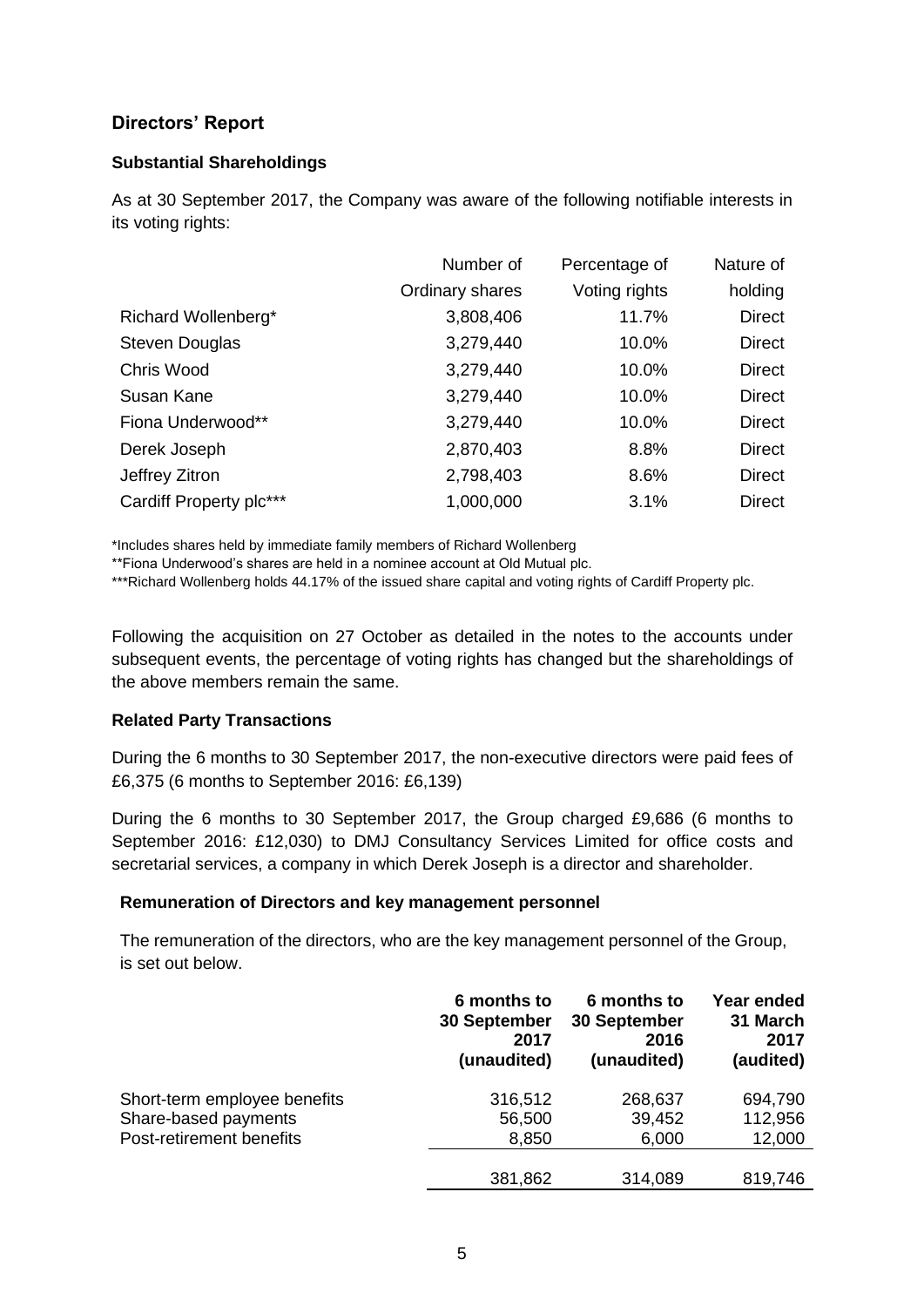## Directors' Report

### Substantial Shareholdings

As at 30 September 2017, the Company was aware of the following notifiable interests in its voting rights:

| | Number of Ordinary shares | Percentage of Voting rights | Nature of holding |
|---|---|---|---|
| Richard Wollenberg* | 3,808,406 | 11.7% | Direct |
| Steven Douglas | 3,279,440 | 10.0% | Direct |
| Chris Wood | 3,279,440 | 10.0% | Direct |
| Susan Kane | 3,279,440 | 10.0% | Direct |
| Fiona Underwood** | 3,279,440 | 10.0% | Direct |
| Derek Joseph | 2,870,403 | 8.8% | Direct |
| Jeffrey Zitron | 2,798,403 | 8.6% | Direct |
| Cardiff Property plc*** | 1,000,000 | 3.1% | Direct |

*Includes shares held by immediate family members of Richard Wollenberg

**Fiona Underwood's shares are held in a nominee account at Old Mutual plc.

***Richard Wollenberg holds 44.17% of the issued share capital and voting rights of Cardiff Property plc.

Following the acquisition on 27 October as detailed in the notes to the accounts under subsequent events, the percentage of voting rights has changed but the shareholdings of the above members remain the same.

### Related Party Transactions

During the 6 months to 30 September 2017, the non-executive directors were paid fees of £6,375 (6 months to September 2016: £6,139)

During the 6 months to 30 September 2017, the Group charged £9,686 (6 months to September 2016: £12,030) to DMJ Consultancy Services Limited for office costs and secretarial services, a company in which Derek Joseph is a director and shareholder.

### Remuneration of Directors and key management personnel

The remuneration of the directors, who are the key management personnel of the Group, is set out below.

| | 6 months to 30 September 2017 (unaudited) | 6 months to 30 September 2016 (unaudited) | Year ended 31 March 2017 (audited) |
|---|---|---|---|
| Short-term employee benefits | 316,512 | 268,637 | 694,790 |
| Share-based payments | 56,500 | 39,452 | 112,956 |
| Post-retirement benefits | 8,850 | 6,000 | 12,000 |
| | 381,862 | 314,089 | 819,746 |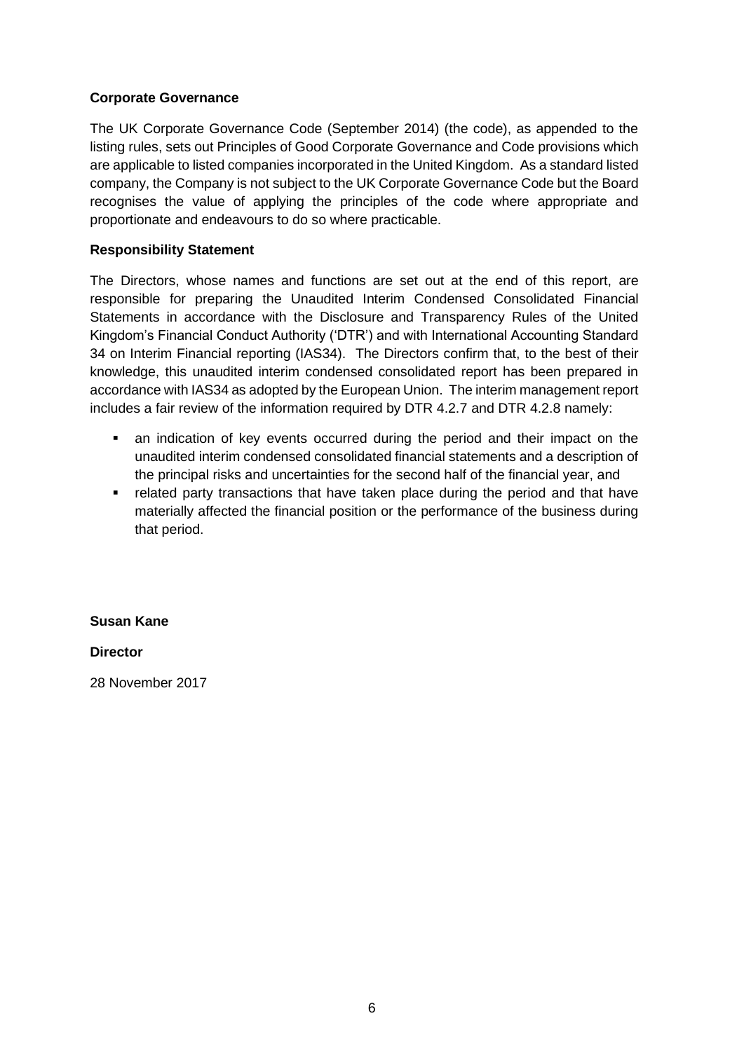**Corporate Governance**

The UK Corporate Governance Code (September 2014) (the code), as appended to the listing rules, sets out Principles of Good Corporate Governance and Code provisions which are applicable to listed companies incorporated in the United Kingdom. As a standard listed company, the Company is not subject to the UK Corporate Governance Code but the Board recognises the value of applying the principles of the code where appropriate and proportionate and endeavours to do so where practicable.

**Responsibility Statement**

The Directors, whose names and functions are set out at the end of this report, are responsible for preparing the Unaudited Interim Condensed Consolidated Financial Statements in accordance with the Disclosure and Transparency Rules of the United Kingdom's Financial Conduct Authority ('DTR') and with International Accounting Standard 34 on Interim Financial reporting (IAS34). The Directors confirm that, to the best of their knowledge, this unaudited interim condensed consolidated report has been prepared in accordance with IAS34 as adopted by the European Union. The interim management report includes a fair review of the information required by DTR 4.2.7 and DTR 4.2.8 namely:

- an indication of key events occurred during the period and their impact on the unaudited interim condensed consolidated financial statements and a description of the principal risks and uncertainties for the second half of the financial year, and
- related party transactions that have taken place during the period and that have materially affected the financial position or the performance of the business during that period.

**Susan Kane**

**Director**

28 November 2017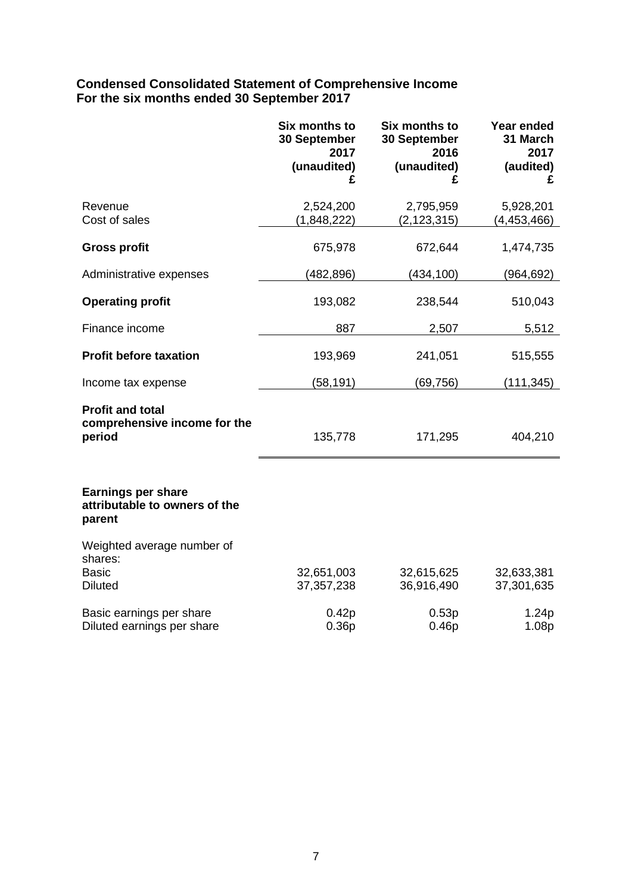**Condensed Consolidated Statement of Comprehensive Income**
**For the six months ended 30 September 2017**

| | Six months to 30 September 2017 (unaudited) £ | Six months to 30 September 2016 (unaudited) £ | Year ended 31 March 2017 (audited) £ |
|---|---|---|---|
| Revenue | 2,524,200 | 2,795,959 | 5,928,201 |
| Cost of sales | (1,848,222) | (2,123,315) | (4,453,466) |
| **Gross profit** | 675,978 | 672,644 | 1,474,735 |
| Administrative expenses | (482,896) | (434,100) | (964,692) |
| **Operating profit** | 193,082 | 238,544 | 510,043 |
| Finance income | 887 | 2,507 | 5,512 |
| **Profit before taxation** | 193,969 | 241,051 | 515,555 |
| Income tax expense | (58,191) | (69,756) | (111,345) |
| **Profit and total comprehensive income for the period** | 135,778 | 171,295 | 404,210 |
| | | | |
| **Earnings per share attributable to owners of the parent** | | | |
| Weighted average number of shares: | | | |
| Basic | 32,651,003 | 32,615,625 | 32,633,381 |
| Diluted | 37,357,238 | 36,916,490 | 37,301,635 |
| Basic earnings per share | 0.42p | 0.53p | 1.24p |
| Diluted earnings per share | 0.36p | 0.46p | 1.08p |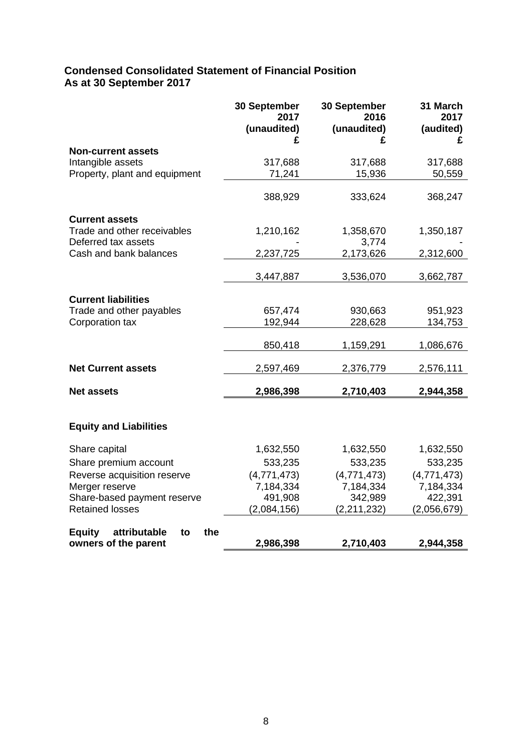## Condensed Consolidated Statement of Financial Position
## As at 30 September 2017

| | 30 September 2017 (unaudited) £ | 30 September 2016 (unaudited) £ | 31 March 2017 (audited) £ |
|---|---|---|---|
| **Non-current assets** | | | |
| Intangible assets | 317,688 | 317,688 | 317,688 |
| Property, plant and equipment | 71,241 | 15,936 | 50,559 |
| | 388,929 | 333,624 | 368,247 |
| **Current assets** | | | |
| Trade and other receivables | 1,210,162 | 1,358,670 | 1,350,187 |
| Deferred tax assets | - | 3,774 | - |
| Cash and bank balances | 2,237,725 | 2,173,626 | 2,312,600 |
| | 3,447,887 | 3,536,070 | 3,662,787 |
| **Current liabilities** | | | |
| Trade and other payables | 657,474 | 930,663 | 951,923 |
| Corporation tax | 192,944 | 228,628 | 134,753 |
| | 850,418 | 1,159,291 | 1,086,676 |
| **Net Current assets** | 2,597,469 | 2,376,779 | 2,576,111 |
| **Net assets** | **2,986,398** | **2,710,403** | **2,944,358** |
| **Equity and Liabilities** | | | |
| Share capital | 1,632,550 | 1,632,550 | 1,632,550 |
| Share premium account | 533,235 | 533,235 | 533,235 |
| Reverse acquisition reserve | (4,771,473) | (4,771,473) | (4,771,473) |
| Merger reserve | 7,184,334 | 7,184,334 | 7,184,334 |
| Share-based payment reserve | 491,908 | 342,989 | 422,391 |
| Retained losses | (2,084,156) | (2,211,232) | (2,056,679) |
| **Equity attributable to the owners of the parent** | **2,986,398** | **2,710,403** | **2,944,358** |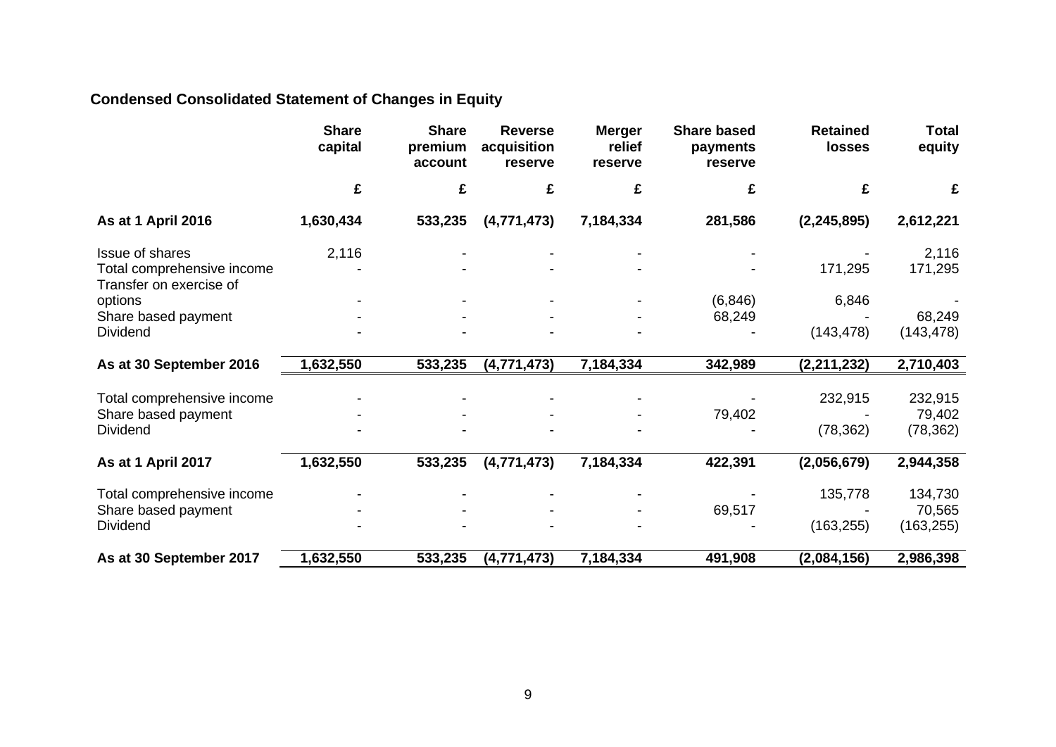## Condensed Consolidated Statement of Changes in Equity

| | Share capital | Share premium account | Reverse acquisition reserve | Merger relief reserve | Share based payments reserve | Retained losses | Total equity |
|---|---|---|---|---|---|---|---|
| | £ | £ | £ | £ | £ | £ | £ |
| **As at 1 April 2016** | **1,630,434** | **533,235** | **(4,771,473)** | **7,184,334** | **281,586** | **(2,245,895)** | **2,612,221** |
| Issue of shares | 2,116 | - | - | - | - | - | 2,116 |
| Total comprehensive income | - | - | - | - | - | 171,295 | 171,295 |
| Transfer on exercise of options | - | - | - | - | (6,846) | 6,846 | - |
| Share based payment | - | - | - | - | 68,249 | - | 68,249 |
| Dividend | - | - | - | - | - | (143,478) | (143,478) |
| **As at 30 September 2016** | **1,632,550** | **533,235** | **(4,771,473)** | **7,184,334** | **342,989** | **(2,211,232)** | **2,710,403** |
| Total comprehensive income | - | - | - | - | - | 232,915 | 232,915 |
| Share based payment | - | - | - | - | 79,402 | - | 79,402 |
| Dividend | - | - | - | - | - | (78,362) | (78,362) |
| **As at 1 April 2017** | **1,632,550** | **533,235** | **(4,771,473)** | **7,184,334** | **422,391** | **(2,056,679)** | **2,944,358** |
| Total comprehensive income | - | - | - | - | - | 135,778 | 134,730 |
| Share based payment | - | - | - | - | 69,517 | - | 70,565 |
| Dividend | - | - | - | - | - | (163,255) | (163,255) |
| **As at 30 September 2017** | **1,632,550** | **533,235** | **(4,771,473)** | **7,184,334** | **491,908** | **(2,084,156)** | **2,986,398** |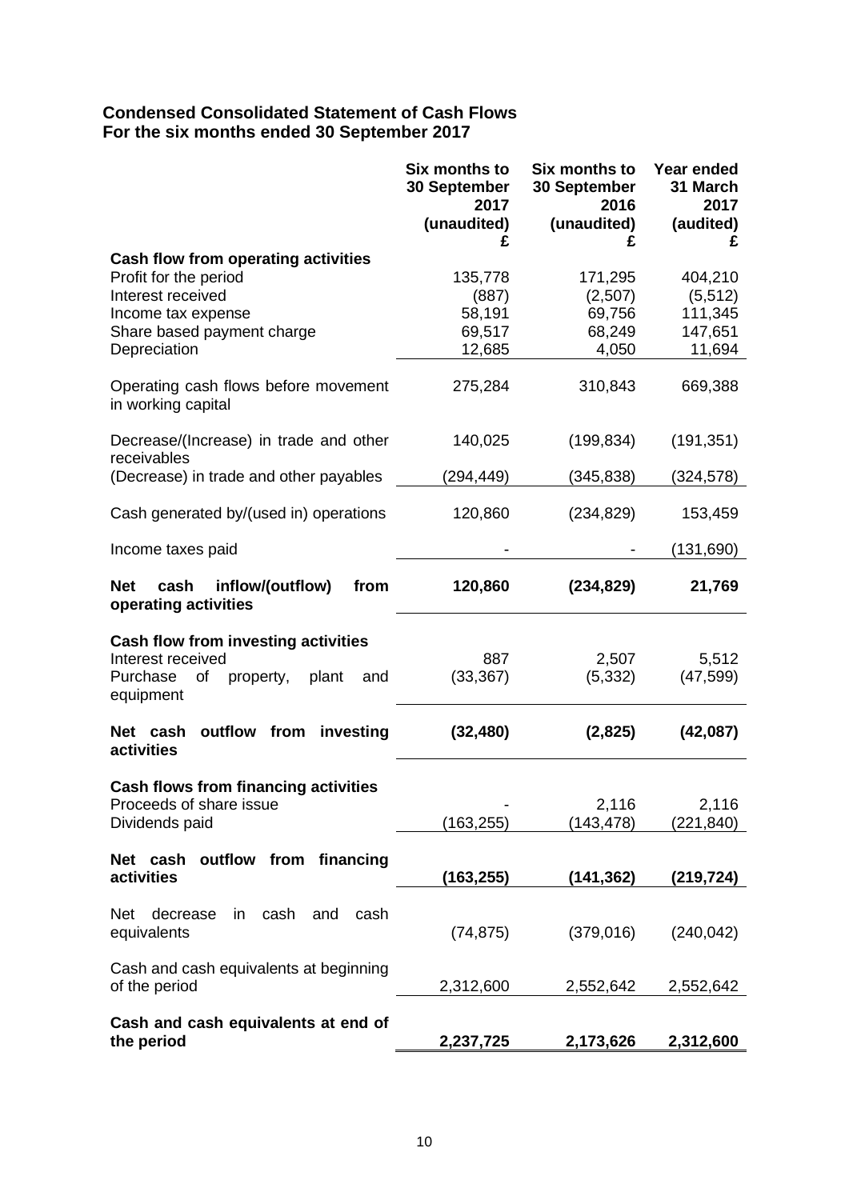## Condensed Consolidated Statement of Cash Flows
## For the six months ended 30 September 2017

| | Six months to 30 September 2017 (unaudited) £ | Six months to 30 September 2016 (unaudited) £ | Year ended 31 March 2017 (audited) £ |
|---|---|---|---|
| **Cash flow from operating activities** | | | |
| Profit for the period | 135,778 | 171,295 | 404,210 |
| Interest received | (887) | (2,507) | (5,512) |
| Income tax expense | 58,191 | 69,756 | 111,345 |
| Share based payment charge | 69,517 | 68,249 | 147,651 |
| Depreciation | 12,685 | 4,050 | 11,694 |
| Operating cash flows before movement in working capital | 275,284 | 310,843 | 669,388 |
| Decrease/(Increase) in trade and other receivables | 140,025 | (199,834) | (191,351) |
| (Decrease) in trade and other payables | (294,449) | (345,838) | (324,578) |
| Cash generated by/(used in) operations | 120,860 | (234,829) | 153,459 |
| Income taxes paid | - | - | (131,690) |
| **Net cash inflow/(outflow) from operating activities** | **120,860** | **(234,829)** | **21,769** |
| **Cash flow from investing activities** | | | |
| Interest received | 887 | 2,507 | 5,512 |
| Purchase of property, plant and equipment | (33,367) | (5,332) | (47,599) |
| **Net cash outflow from investing activities** | **(32,480)** | **(2,825)** | **(42,087)** |
| **Cash flows from financing activities** | | | |
| Proceeds of share issue | - | 2,116 | 2,116 |
| Dividends paid | (163,255) | (143,478) | (221,840) |
| **Net cash outflow from financing activities** | **(163,255)** | **(141,362)** | **(219,724)** |
| Net decrease in cash and cash equivalents | (74,875) | (379,016) | (240,042) |
| Cash and cash equivalents at beginning of the period | 2,312,600 | 2,552,642 | 2,552,642 |
| **Cash and cash equivalents at end of the period** | **2,237,725** | **2,173,626** | **2,312,600** |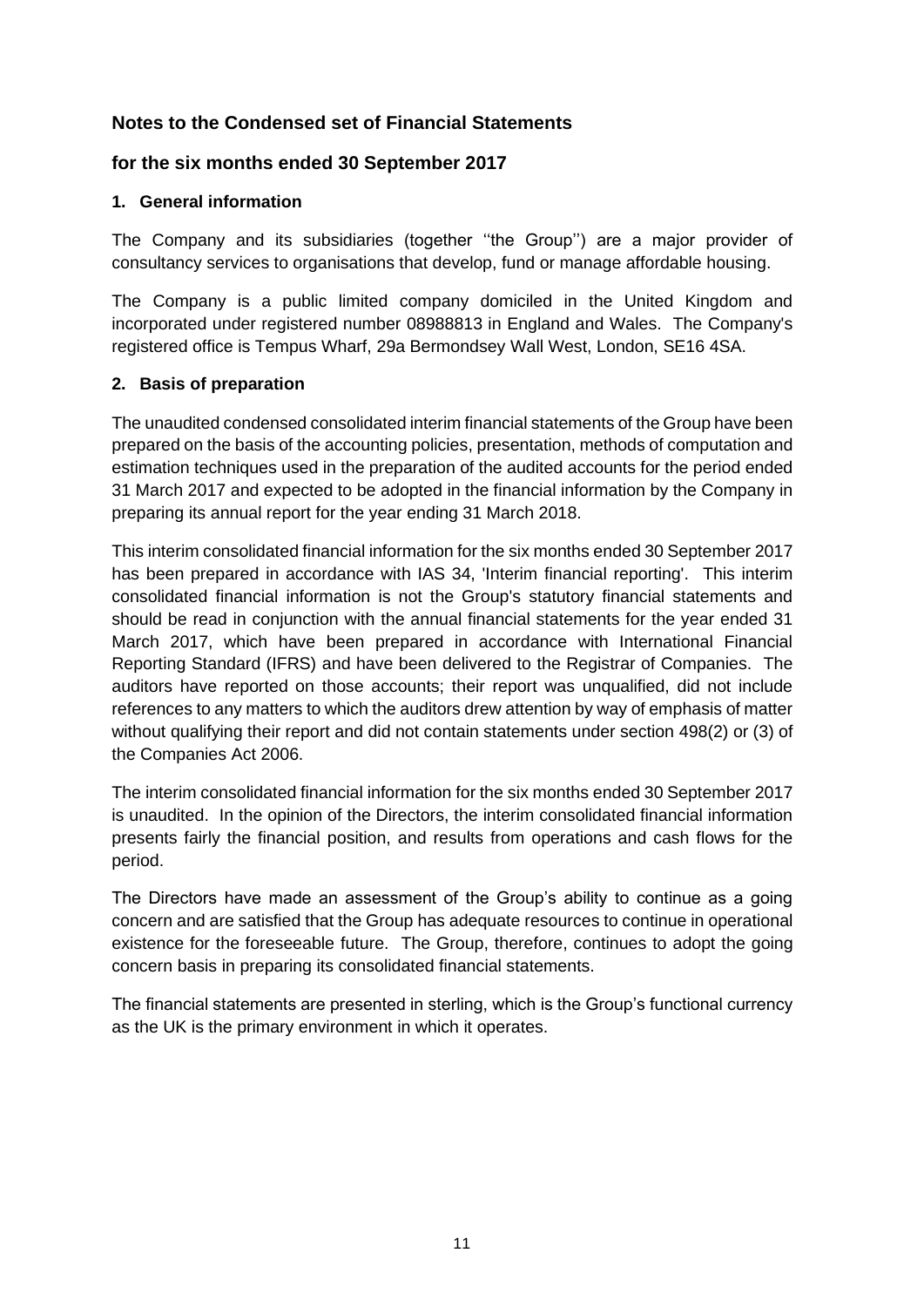## Notes to the Condensed set of Financial Statements

## for the six months ended 30 September 2017

### 1. General information

The Company and its subsidiaries (together ''the Group'') are a major provider of consultancy services to organisations that develop, fund or manage affordable housing.

The Company is a public limited company domiciled in the United Kingdom and incorporated under registered number 08988813 in England and Wales. The Company's registered office is Tempus Wharf, 29a Bermondsey Wall West, London, SE16 4SA.

### 2. Basis of preparation

The unaudited condensed consolidated interim financial statements of the Group have been prepared on the basis of the accounting policies, presentation, methods of computation and estimation techniques used in the preparation of the audited accounts for the period ended 31 March 2017 and expected to be adopted in the financial information by the Company in preparing its annual report for the year ending 31 March 2018.

This interim consolidated financial information for the six months ended 30 September 2017 has been prepared in accordance with IAS 34, 'Interim financial reporting'. This interim consolidated financial information is not the Group's statutory financial statements and should be read in conjunction with the annual financial statements for the year ended 31 March 2017, which have been prepared in accordance with International Financial Reporting Standard (IFRS) and have been delivered to the Registrar of Companies. The auditors have reported on those accounts; their report was unqualified, did not include references to any matters to which the auditors drew attention by way of emphasis of matter without qualifying their report and did not contain statements under section 498(2) or (3) of the Companies Act 2006.

The interim consolidated financial information for the six months ended 30 September 2017 is unaudited. In the opinion of the Directors, the interim consolidated financial information presents fairly the financial position, and results from operations and cash flows for the period.

The Directors have made an assessment of the Group's ability to continue as a going concern and are satisfied that the Group has adequate resources to continue in operational existence for the foreseeable future. The Group, therefore, continues to adopt the going concern basis in preparing its consolidated financial statements.

The financial statements are presented in sterling, which is the Group's functional currency as the UK is the primary environment in which it operates.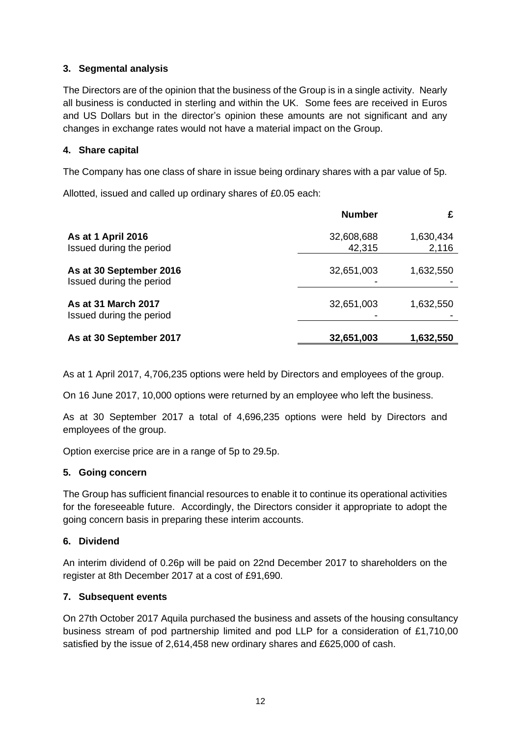### 3. Segmental analysis

The Directors are of the opinion that the business of the Group is in a single activity. Nearly all business is conducted in sterling and within the UK. Some fees are received in Euros and US Dollars but in the director's opinion these amounts are not significant and any changes in exchange rates would not have a material impact on the Group.

### 4. Share capital

The Company has one class of share in issue being ordinary shares with a par value of 5p.

Allotted, issued and called up ordinary shares of £0.05 each:

| | Number | £ |
|---|---|---|
| **As at 1 April 2016** | 32,608,688 | 1,630,434 |
| Issued during the period | 42,315 | 2,116 |
| **As at 30 September 2016** | 32,651,003 | 1,632,550 |
| Issued during the period | - | - |
| **As at 31 March 2017** | 32,651,003 | 1,632,550 |
| Issued during the period | - | - |
| **As at 30 September 2017** | **32,651,003** | **1,632,550** |

As at 1 April 2017, 4,706,235 options were held by Directors and employees of the group.

On 16 June 2017, 10,000 options were returned by an employee who left the business.

As at 30 September 2017 a total of 4,696,235 options were held by Directors and employees of the group.

Option exercise price are in a range of 5p to 29.5p.

### 5. Going concern

The Group has sufficient financial resources to enable it to continue its operational activities for the foreseeable future. Accordingly, the Directors consider it appropriate to adopt the going concern basis in preparing these interim accounts.

### 6. Dividend

An interim dividend of 0.26p will be paid on 22nd December 2017 to shareholders on the register at 8th December 2017 at a cost of £91,690.

### 7. Subsequent events

On 27th October 2017 Aquila purchased the business and assets of the housing consultancy business stream of pod partnership limited and pod LLP for a consideration of £1,710,00 satisfied by the issue of 2,614,458 new ordinary shares and £625,000 of cash.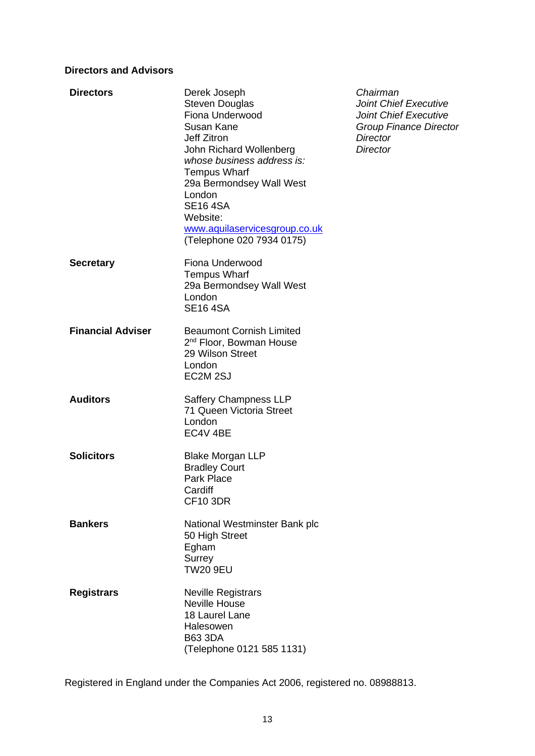## Directors and Advisors

| | | |
|---|---|---|
| **Directors** | Derek Joseph | *Chairman* |
| | Steven Douglas | *Joint Chief Executive* |
| | Fiona Underwood | *Joint Chief Executive* |
| | Susan Kane | *Group Finance Director* |
| | Jeff Zitron | *Director* |
| | John Richard Wollenberg | *Director* |
| | *whose business address is:* | |
| | Tempus Wharf | |
| | 29a Bermondsey Wall West | |
| | London | |
| | SE16 4SA | |
| | Website: | |
| | www.aquilaservicesgroup.co.uk | |
| | (Telephone 020 7934 0175) | |
| **Secretary** | Fiona Underwood<br>Tempus Wharf<br>29a Bermondsey Wall West<br>London<br>SE16 4SA | |
| **Financial Adviser** | Beaumont Cornish Limited<br>2nd Floor, Bowman House<br>29 Wilson Street<br>London<br>EC2M 2SJ | |
| **Auditors** | Saffery Champness LLP<br>71 Queen Victoria Street<br>London<br>EC4V 4BE | |
| **Solicitors** | Blake Morgan LLP<br>Bradley Court<br>Park Place<br>Cardiff<br>CF10 3DR | |
| **Bankers** | National Westminster Bank plc<br>50 High Street<br>Egham<br>Surrey<br>TW20 9EU | |
| **Registrars** | Neville Registrars<br>Neville House<br>18 Laurel Lane<br>Halesowen<br>B63 3DA<br>(Telephone 0121 585 1131) | |

Registered in England under the Companies Act 2006, registered no. 08988813.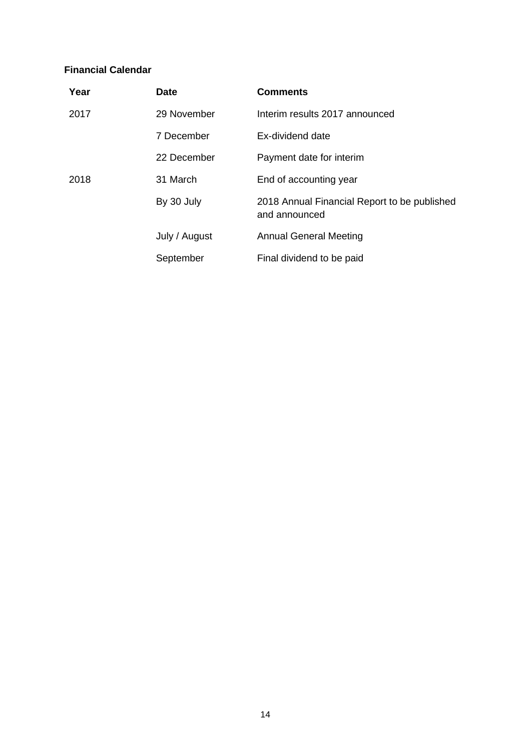## Financial Calendar

| Year | Date | Comments |
|---|---|---|
| 2017 | 29 November | Interim results 2017 announced |
| | 7 December | Ex-dividend date |
| | 22 December | Payment date for interim |
| 2018 | 31 March | End of accounting year |
| | By 30 July | 2018 Annual Financial Report to be published and announced |
| | July / August | Annual General Meeting |
| | September | Final dividend to be paid |